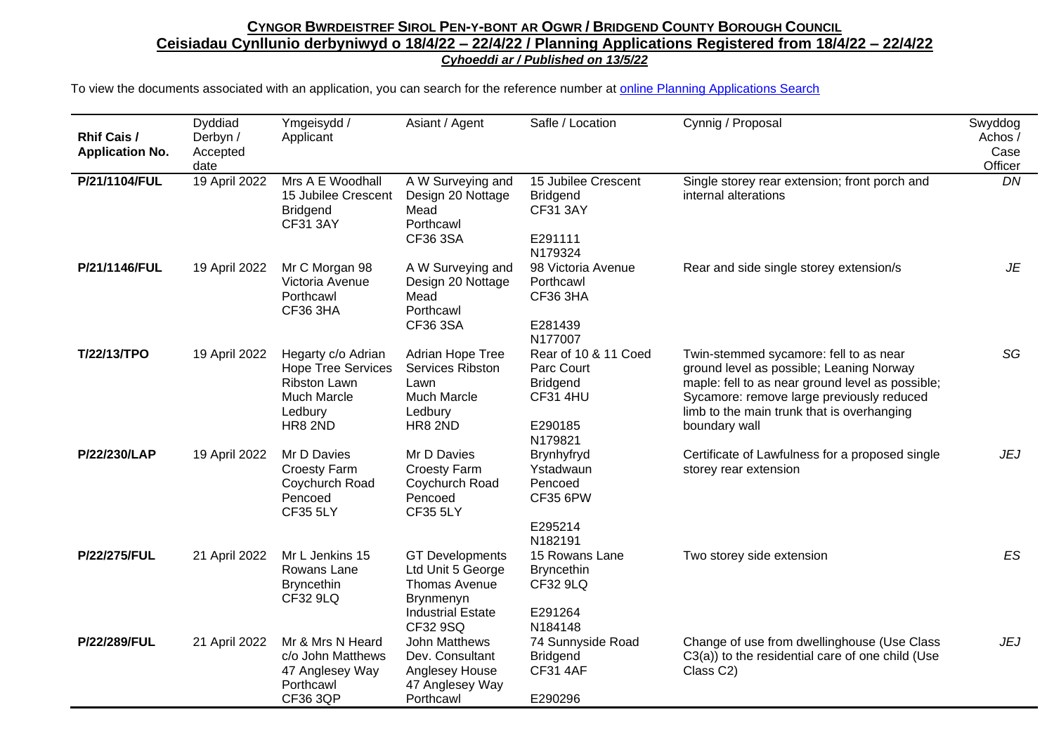**CYNGOR BWRDEISTREF SIROL PEN-Y-BONT AR OGWR / BRIDGEND COUNTY BOROUGH COUNCIL**

**Ceisiadau Cynllunio derbyniwyd o 18/4/22 – 22/4/22 / Planning Applications Registered from 18/4/22 – 22/4/22**

***Cyhoeddi ar / Published on 13/5/22***

To view the documents associated with an application, you can search for the reference number at [online Planning Applications Search]()

| Rhif Cais / Application No. | Dyddiad Derbyn / Accepted date | Ymgeisydd / Applicant | Asiant / Agent | Safle / Location | Cynnig / Proposal | Swyddog Achos / Case Officer |
|---|---|---|---|---|---|---|
| **P/21/1104/FUL** | 19 April 2022 | Mrs A E Woodhall 15 Jubilee Crescent Bridgend CF31 3AY | A W Surveying and Design 20 Nottage Mead Porthcawl CF36 3SA | 15 Jubilee Crescent Bridgend CF31 3AY<br><br>E291111 N179324 | Single storey rear extension; front porch and internal alterations | *DN* |
| **P/21/1146/FUL** | 19 April 2022 | Mr C Morgan 98 Victoria Avenue Porthcawl CF36 3HA | A W Surveying and Design 20 Nottage Mead Porthcawl CF36 3SA | 98 Victoria Avenue Porthcawl CF36 3HA<br><br>E281439 N177007 | Rear and side single storey extension/s | *JE* |
| **T/22/13/TPO** | 19 April 2022 | Hegarty c/o Adrian Hope Tree Services Ribston Lawn Much Marcle Ledbury HR8 2ND | Adrian Hope Tree Services Ribston Lawn Much Marcle Ledbury HR8 2ND | Rear of 10 & 11 Coed Parc Court Bridgend CF31 4HU<br><br>E290185 N179821 | Twin-stemmed sycamore: fell to as near ground level as possible; Leaning Norway maple: fell to as near ground level as possible; Sycamore: remove large previously reduced limb to the main trunk that is overhanging boundary wall | *SG* |
| **P/22/230/LAP** | 19 April 2022 | Mr D Davies Croesty Farm Coychurch Road Pencoed CF35 5LY | Mr D Davies Croesty Farm Coychurch Road Pencoed CF35 5LY | Brynhyfryd Ystadwaun Pencoed CF35 6PW<br><br>E295214 N182191 | Certificate of Lawfulness for a proposed single storey rear extension | *JEJ* |
| **P/22/275/FUL** | 21 April 2022 | Mr L Jenkins 15 Rowans Lane Bryncethin CF32 9LQ | GT Developments Ltd Unit 5 George Thomas Avenue Brynmenyn Industrial Estate CF32 9SQ | 15 Rowans Lane Bryncethin CF32 9LQ<br><br>E291264 N184148 | Two storey side extension | *ES* |
| **P/22/289/FUL** | 21 April 2022 | Mr & Mrs N Heard c/o John Matthews 47 Anglesey Way Porthcawl CF36 3QP | John Matthews Dev. Consultant Anglesey House 47 Anglesey Way Porthcawl | 74 Sunnyside Road Bridgend CF31 4AF<br><br>E290296 | Change of use from dwellinghouse (Use Class C3(a)) to the residential care of one child (Use Class C2) | *JEJ* |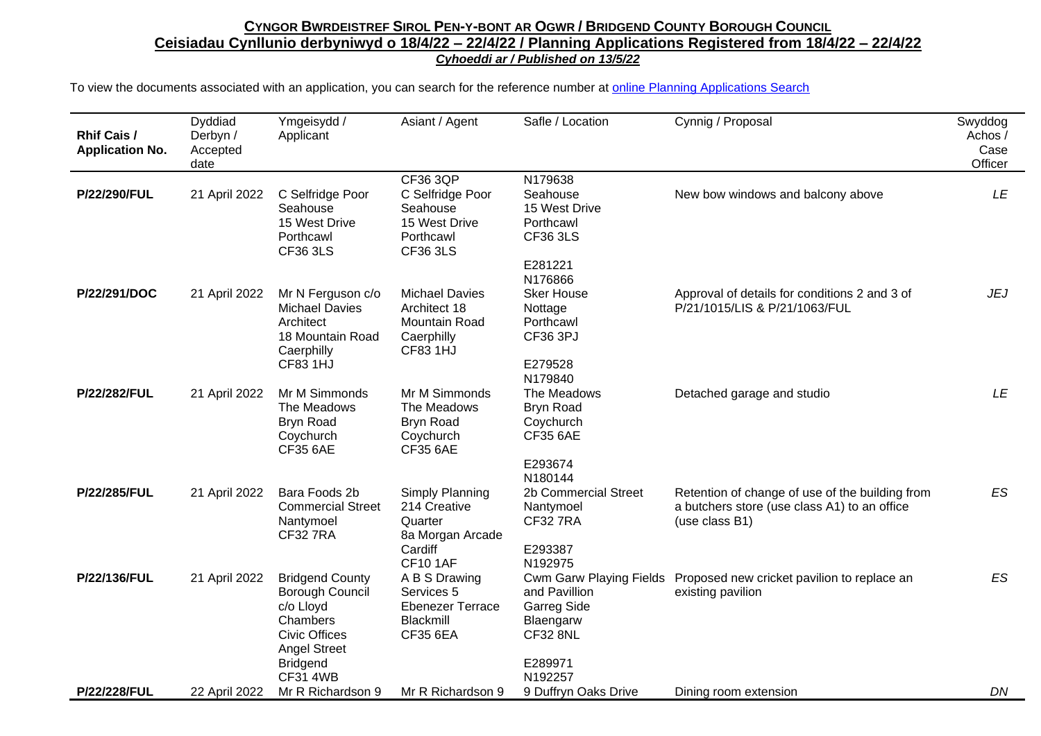**CYNGOR BWRDEISTREF SIROL PEN-Y-BONT AR OGWR / BRIDGEND COUNTY BOROUGH COUNCIL**
**Ceisiadau Cynllunio derbyniwyd o 18/4/22 – 22/4/22 / Planning Applications Registered from 18/4/22 – 22/4/22**
***Cyhoeddi ar / Published on 13/5/22***

To view the documents associated with an application, you can search for the reference number at [online Planning Applications Search]()

| Rhif Cais / Application No. | Dyddiad Derbyn / Accepted date | Ymgeisydd / Applicant | Asiant / Agent | Safle / Location | Cynnig / Proposal | Swyddog Achos / Case Officer |
|---|---|---|---|---|---|---|
| | | | CF36 3QP | | | |
| **P/22/290/FUL** | 21 April 2022 | C Selfridge Poor Seahouse 15 West Drive Porthcawl CF36 3LS | C Selfridge Poor Seahouse 15 West Drive Porthcawl CF36 3LS | N179638 Seahouse 15 West Drive Porthcawl CF36 3LS | New bow windows and balcony above | *LE* |
| **P/22/291/DOC** | 21 April 2022 | Mr N Ferguson c/o Michael Davies Architect 18 Mountain Road Caerphilly CF83 1HJ | Michael Davies Architect 18 Mountain Road Caerphilly CF83 1HJ | E281221 N176866 Sker House Nottage Porthcawl CF36 3PJ | Approval of details for conditions 2 and 3 of P/21/1015/LIS & P/21/1063/FUL | *JEJ* |
| **P/22/282/FUL** | 21 April 2022 | Mr M Simmonds The Meadows Bryn Road Coychurch CF35 6AE | Mr M Simmonds The Meadows Bryn Road Coychurch CF35 6AE | E279528 N179840 The Meadows Bryn Road Coychurch CF35 6AE | Detached garage and studio | *LE* |
| **P/22/285/FUL** | 21 April 2022 | Bara Foods 2b Commercial Street Nantymoel CF32 7RA | Simply Planning 214 Creative Quarter 8a Morgan Arcade Cardiff CF10 1AF | E293674 N180144 2b Commercial Street Nantymoel CF32 7RA | Retention of change of use of the building from a butchers store (use class A1) to an office (use class B1) | *ES* |
| **P/22/136/FUL** | 21 April 2022 | Bridgend County Borough Council c/o Lloyd Chambers Civic Offices Angel Street Bridgend CF31 4WB | A B S Drawing Services 5 Ebenezer Terrace Blackmill CF35 6EA | E293387 N192975 Cwm Garw Playing Fields and Pavillion Garreg Side Blaengarw CF32 8NL | Proposed new cricket pavilion to replace an existing pavilion | *ES* |
| **P/22/228/FUL** | 22 April 2022 | Mr R Richardson 9 | Mr R Richardson 9 | E289971 N192257 9 Duffryn Oaks Drive | Dining room extension | *DN* |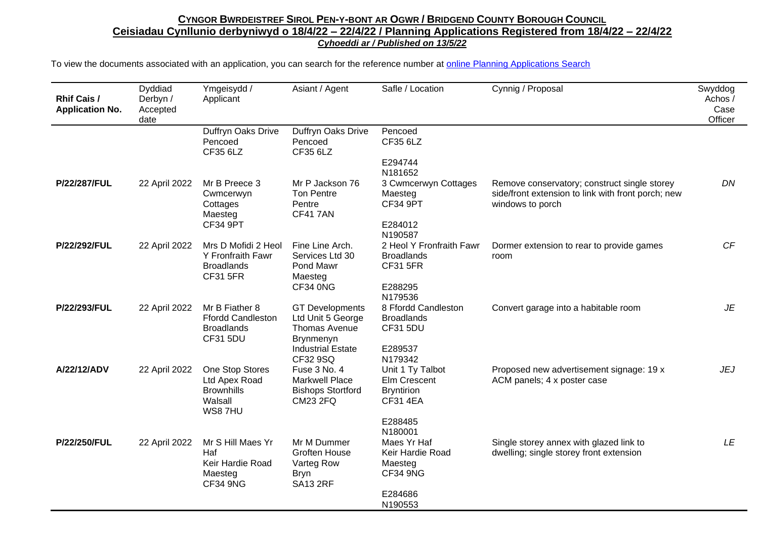**CYNGOR BWRDEISTREF SIROL PEN-Y-BONT AR OGWR / BRIDGEND COUNTY BOROUGH COUNCIL**

**Ceisiadau Cynllunio derbyniwyd o 18/4/22 – 22/4/22 / Planning Applications Registered from 18/4/22 – 22/4/22**

***Cyhoeddi ar / Published on 13/5/22***

To view the documents associated with an application, you can search for the reference number at online Planning Applications Search

| Rhif Cais / Application No. | Dyddiad Derbyn / Accepted date | Ymgeisydd / Applicant | Asiant / Agent | Safle / Location | Cynnig / Proposal | Swyddog Achos / Case Officer |
|---|---|---|---|---|---|---|
| | | Duffryn Oaks Drive Pencoed CF35 6LZ | Duffryn Oaks Drive Pencoed CF35 6LZ | Pencoed CF35 6LZ E294744 N181652 | | |
| **P/22/287/FUL** | 22 April 2022 | Mr B Preece 3 Cwmcerwyn Cottages Maesteg CF34 9PT | Mr P Jackson 76 Ton Pentre Pentre CF41 7AN | 3 Cwmcerwyn Cottages Maesteg CF34 9PT E284012 N190587 | Remove conservatory; construct single storey side/front extension to link with front porch; new windows to porch | *DN* |
| **P/22/292/FUL** | 22 April 2022 | Mrs D Mofidi 2 Heol Y Fronfraith Fawr Broadlands CF31 5FR | Fine Line Arch. Services Ltd 30 Pond Mawr Maesteg CF34 0NG | 2 Heol Y Fronfraith Fawr Broadlands CF31 5FR E288295 N179536 | Dormer extension to rear to provide games room | *CF* |
| **P/22/293/FUL** | 22 April 2022 | Mr B Fiather 8 Ffordd Candleston Broadlands CF31 5DU | GT Developments Ltd Unit 5 George Thomas Avenue Brynmenyn Industrial Estate CF32 9SQ | 8 Ffordd Candleston Broadlands CF31 5DU E289537 N179342 | Convert garage into a habitable room | *JE* |
| **A/22/12/ADV** | 22 April 2022 | One Stop Stores Ltd Apex Road Brownhills Walsall WS8 7HU | Fuse 3 No. 4 Markwell Place Bishops Stortford CM23 2FQ | Unit 1 Ty Talbot Elm Crescent Bryntirion CF31 4EA E288485 N180001 | Proposed new advertisement signage: 19 x ACM panels; 4 x poster case | *JEJ* |
| **P/22/250/FUL** | 22 April 2022 | Mr S Hill Maes Yr Haf Keir Hardie Road Maesteg CF34 9NG | Mr M Dummer Groften House Varteg Row Bryn SA13 2RF | Maes Yr Haf Keir Hardie Road Maesteg CF34 9NG E284686 N190553 | Single storey annex with glazed link to dwelling; single storey front extension | *LE* |